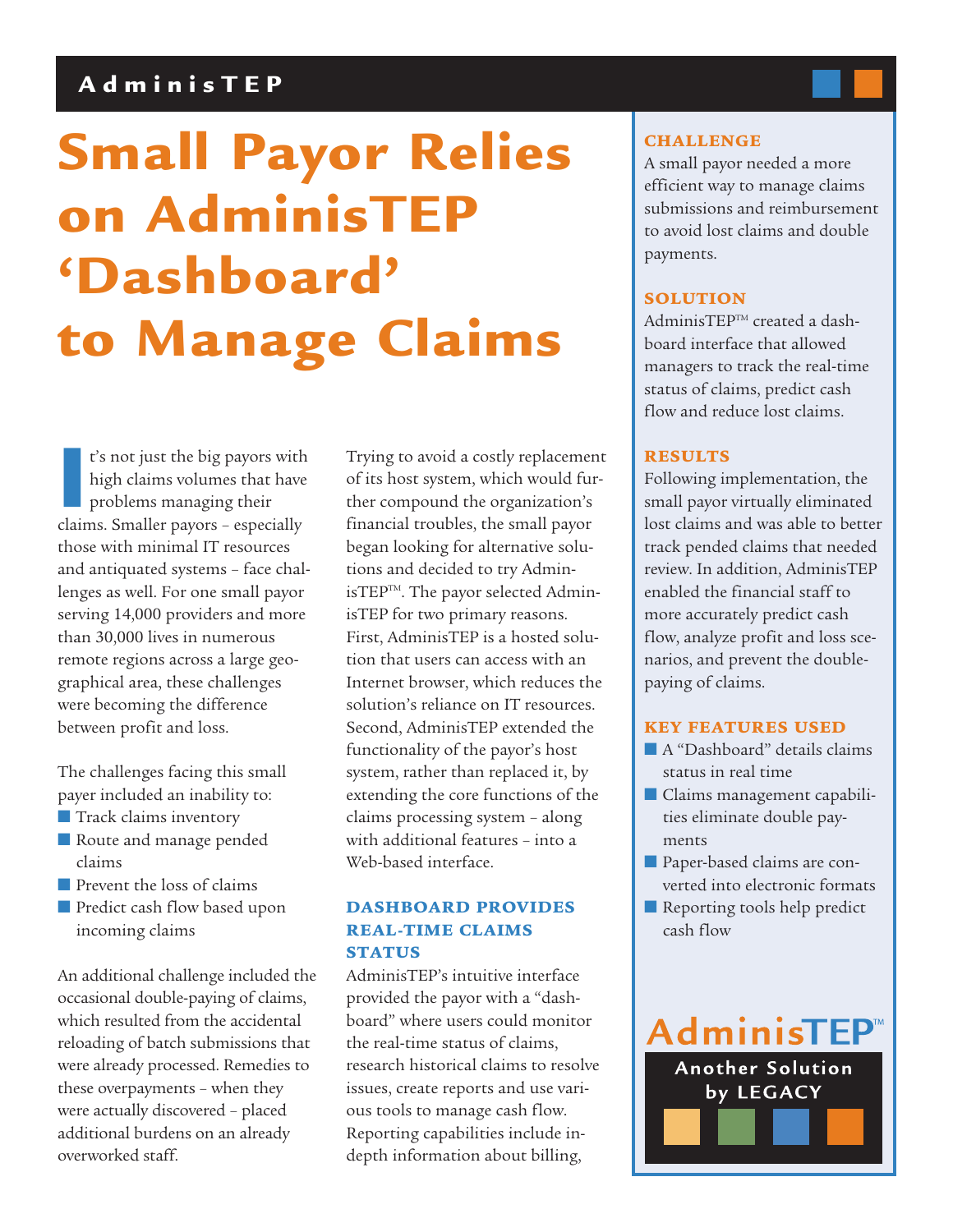# Small Payor Relies on AdminisTEP 'Dashboard' to Manage Claims

It's not just the big payors with high claims volumes that have problems managing their claims. Smaller payors – especially those with minimal IT resources and antiquated systems – face challenges as well. For one small payor serving 14,000 providers and more than 30,000 lives in numerous remote regions across a large geographical area, these challenges were becoming the difference between profit and loss.

The challenges facing this small payer included an inability to:

- Track claims inventory
- Route and manage pended claims
- Prevent the loss of claims
- Predict cash flow based upon incoming claims

An additional challenge included the occasional double-paying of claims, which resulted from the accidental reloading of batch submissions that were already processed. Remedies to these overpayments – when they were actually discovered – placed additional burdens on an already overworked staff.

Trying to avoid a costly replacement of its host system, which would further compound the organization's financial troubles, the small payor began looking for alternative solutions and decided to try AdminisTEP™. The payor selected AdminisTEP for two primary reasons. First, AdminisTEP is a hosted solution that users can access with an Internet browser, which reduces the solution's reliance on IT resources. Second, AdminisTEP extended the functionality of the payor's host system, rather than replaced it, by extending the core functions of the claims processing system – along with additional features – into a Web-based interface.

## DASHBOARD PROVIDES REAL-TIME CLAIMS STATUS

AdminisTEP's intuitive interface provided the payor with a "dashboard" where users could monitor the real-time status of claims, research historical claims to resolve issues, create reports and use various tools to manage cash flow. Reporting capabilities include in-depth information about billing,

### CHALLENGE

A small payor needed a more efficient way to manage claims submissions and reimbursement to avoid lost claims and double payments.

### SOLUTION

AdminisTEP™ created a dashboard interface that allowed managers to track the real-time status of claims, predict cash flow and reduce lost claims.

### RESULTS

Following implementation, the small payor virtually eliminated lost claims and was able to better track pended claims that needed review. In addition, AdminisTEP enabled the financial staff to more accurately predict cash flow, analyze profit and loss scenarios, and prevent the double-paying of claims.

### KEY FEATURES USED

- A "Dashboard" details claims status in real time
- Claims management capabilities eliminate double payments
- Paper-based claims are converted into electronic formats
- Reporting tools help predict cash flow

AdminisTEP™

Another Solution by LEGACY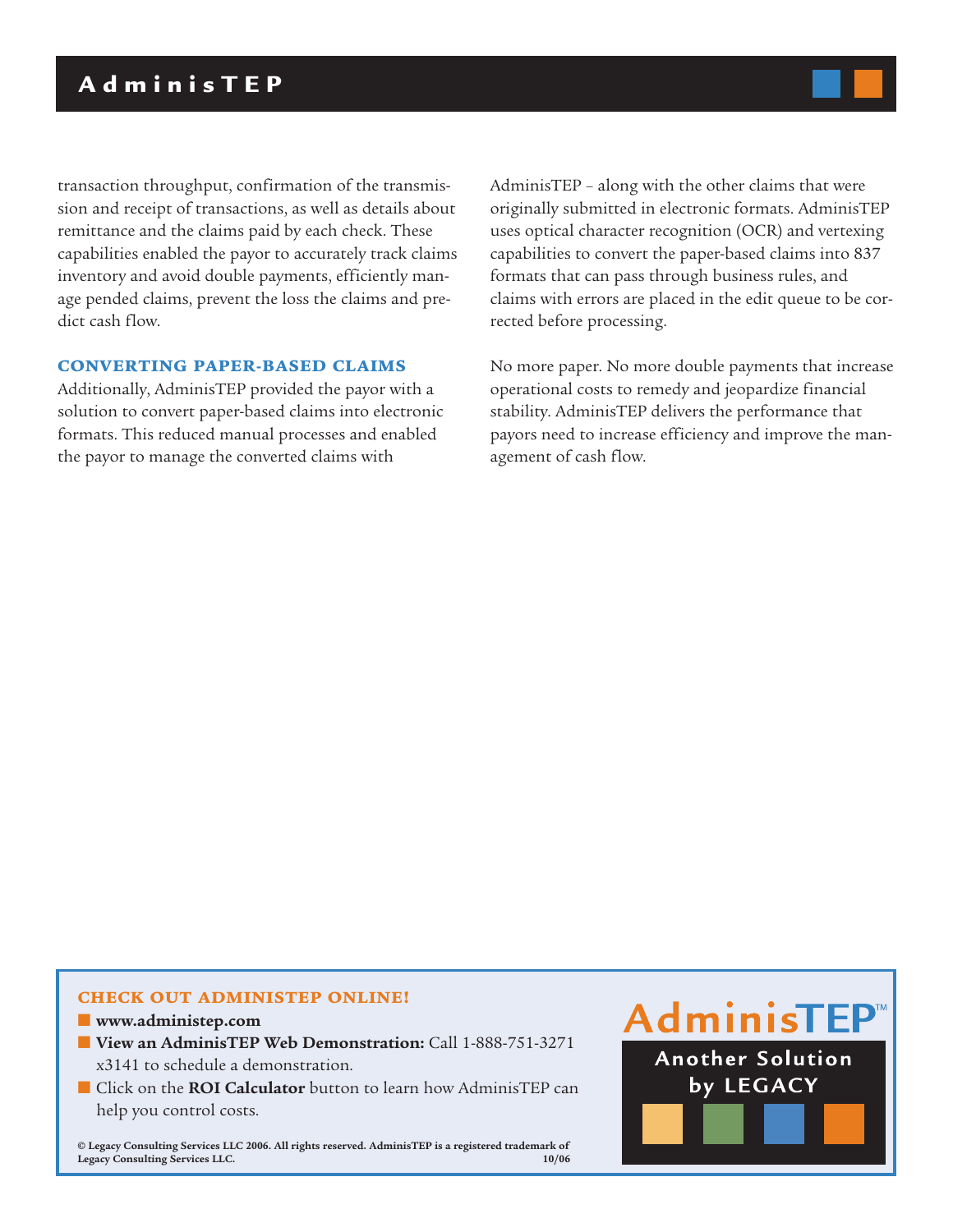transaction throughput, confirmation of the transmission and receipt of transactions, as well as details about remittance and the claims paid by each check. These capabilities enabled the payor to accurately track claims inventory and avoid double payments, efficiently manage pended claims, prevent the loss the claims and predict cash flow.

## CONVERTING PAPER-BASED CLAIMS

Additionally, AdminisTEP provided the payor with a solution to convert paper-based claims into electronic formats. This reduced manual processes and enabled the payor to manage the converted claims with AdminisTEP – along with the other claims that were originally submitted in electronic formats. AdminisTEP uses optical character recognition (OCR) and vertexing capabilities to convert the paper-based claims into 837 formats that can pass through business rules, and claims with errors are placed in the edit queue to be corrected before processing.

No more paper. No more double payments that increase operational costs to remedy and jeopardize financial stability. AdminisTEP delivers the performance that payors need to increase efficiency and improve the management of cash flow.

## CHECK OUT ADMINISTEP ONLINE!

- **www.administep.com**
- **View an AdminisTEP Web Demonstration:** Call 1-888-751-3271 x3141 to schedule a demonstration.
- Click on the **ROI Calculator** button to learn how AdminisTEP can help you control costs.

**© Legacy Consulting Services LLC 2006. All rights reserved. AdminisTEP is a registered trademark of Legacy Consulting Services LLC. 10/06**

AdminisTEP™

Another Solution by LEGACY